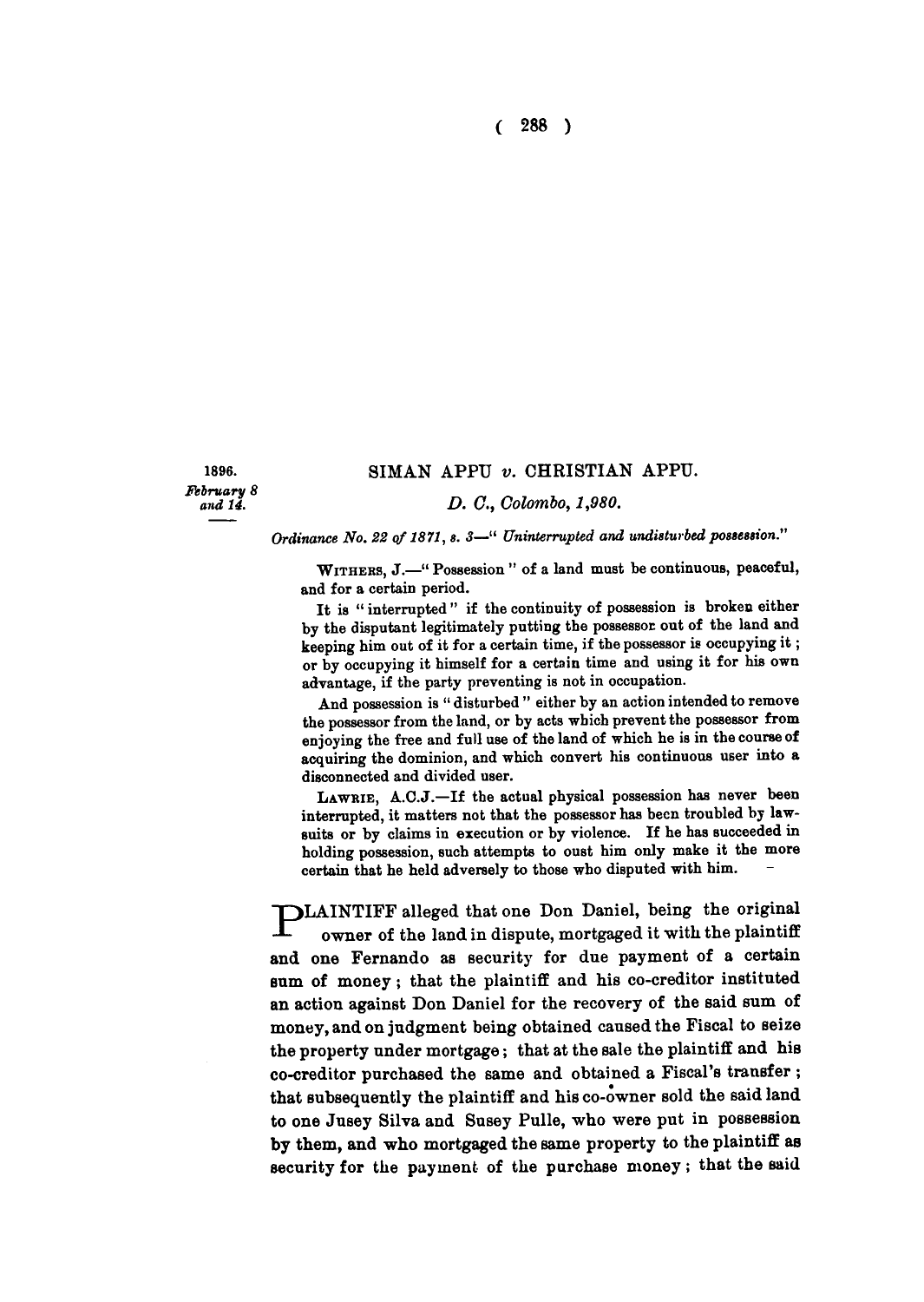1896.
*February 8 and 14.*

## SIMAN APPU *v.* CHRISTIAN APPU.

*D. C., Colombo, 1,980.*

*Ordinance No. 22 of 1871, s. 3—" Uninterrupted and undisturbed possession."*

WITHERS, J.—" Possession " of a land must be continuous, peaceful, and for a certain period.

It is " interrupted " if the continuity of possession is broken either by the disputant legitimately putting the possessor out of the land and keeping him out of it for a certain time, if the possessor is occupying it; or by occupying it himself for a certain time and using it for his own advantage, if the party preventing is not in occupation.

And possession is " disturbed " either by an action intended to remove the possessor from the land, or by acts which prevent the possessor from enjoying the free and full use of the land of which he is in the course of acquiring the dominion, and which convert his continuous user into a disconnected and divided user.

LAWRIE, A.C.J.—If the actual physical possession has never been interrupted, it matters not that the possessor has been troubled by law-suits or by claims in execution or by violence. If he has succeeded in holding possession, such attempts to oust him only make it the more certain that he held adversely to those who disputed with him.

PLAINTIFF alleged that one Don Daniel, being the original owner of the land in dispute, mortgaged it with the plaintiff and one Fernando as security for due payment of a certain sum of money; that the plaintiff and his co-creditor instituted an action against Don Daniel for the recovery of the said sum of money, and on judgment being obtained caused the Fiscal to seize the property under mortgage; that at the sale the plaintiff and his co-creditor purchased the same and obtained a Fiscal's transfer; that subsequently the plaintiff and his co-owner sold the said land to one Jusey Silva and Susey Pulle, who were put in possession by them, and who mortgaged the same property to the plaintiff as security for the payment of the purchase money; that the said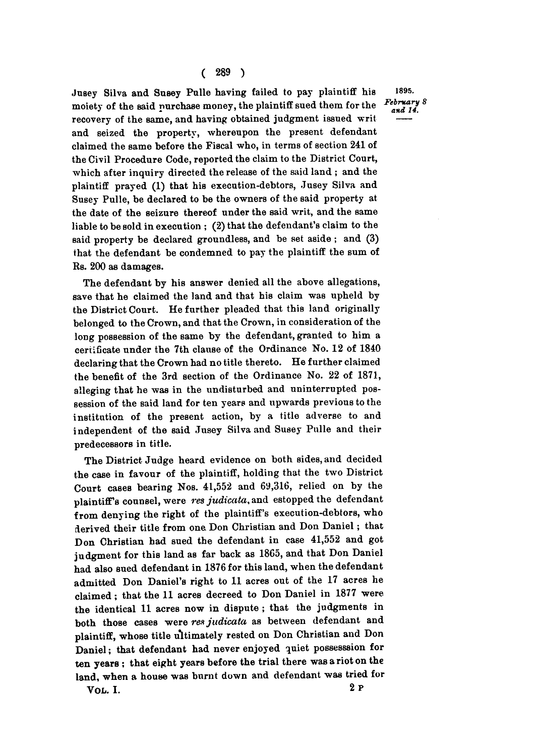Jusey Silva and Susey Pulle having failed to pay plaintiff his moiety of the said purchase money, the plaintiff sued them for the recovery of the same, and having obtained judgment issued writ and seized the property, whereupon the present defendant claimed the same before the Fiscal who, in terms of section 241 of the Civil Procedure Code, reported the claim to the District Court, which after inquiry directed the release of the said land; and the plaintiff prayed (1) that his execution-debtors, Jusey Silva and Susey Pulle, be declared to be the owners of the said property at the date of the seizure thereof under the said writ, and the same liable to be sold in execution; (2) that the defendant's claim to the said property be declared groundless, and be set aside; and (3) that the defendant be condemned to pay the plaintiff the sum of Rs. 200 as damages.

The defendant by his answer denied all the above allegations, save that he claimed the land and that his claim was upheld by the District Court. He further pleaded that this land originally belonged to the Crown, and that the Crown, in consideration of the long possession of the same by the defendant, granted to him a certificate under the 7th clause of the Ordinance No. 12 of 1840 declaring that the Crown had no title thereto. He further claimed the benefit of the 3rd section of the Ordinance No. 22 of 1871, alleging that he was in the undisturbed and uninterrupted possession of the said land for ten years and upwards previous to the institution of the present action, by a title adverse to and independent of the said Jusey Silva and Susey Pulle and their predecessors in title.

The District Judge heard evidence on both sides, and decided the case in favour of the plaintiff, holding that the two District Court cases bearing Nos. 41,552 and 69,316, relied on by the plaintiff's counsel, were *res judicata*, and estopped the defendant from denying the right of the plaintiff's execution-debtors, who derived their title from one Don Christian and Don Daniel; that Don Christian had sued the defendant in case 41,552 and got judgment for this land as far back as 1865, and that Don Daniel had also sued defendant in 1876 for this land, when the defendant admitted Don Daniel's right to 11 acres out of the 17 acres he claimed; that the 11 acres decreed to Don Daniel in 1877 were the identical 11 acres now in dispute; that the judgments in both those cases were *res judicata* as between defendant and plaintiff, whose title ultimately rested on Don Christian and Don Daniel; that defendant had never enjoyed quiet possesssion for ten years; that eight years before the trial there was a riot on the land, when a house was burnt down and defendant was tried for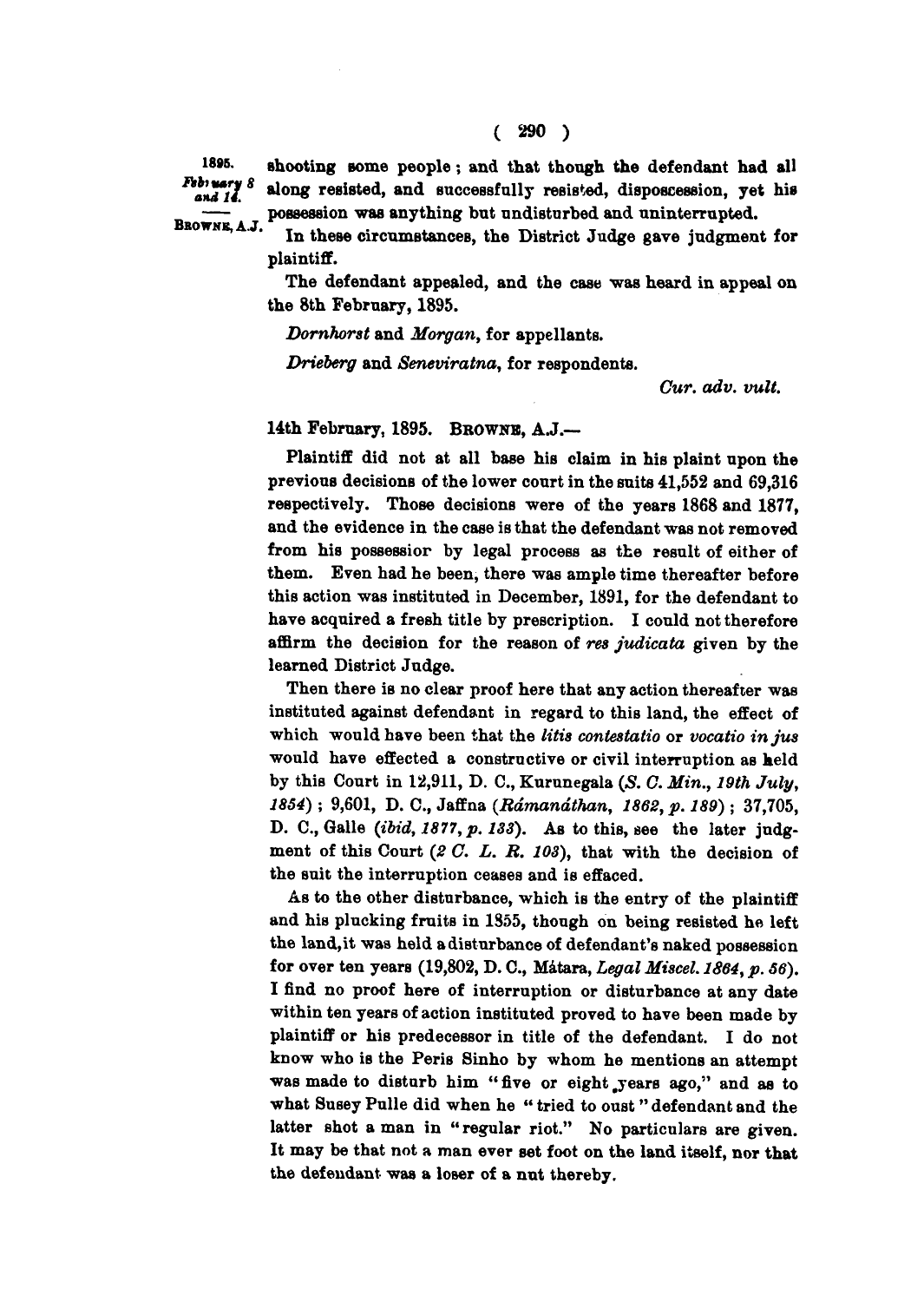shooting some people; and that though the defendant had all along resisted, and successfully resisted, dispossession, yet his possession was anything but undisturbed and uninterrupted.

In these circumstances, the District Judge gave judgment for plaintiff.

The defendant appealed, and the case was heard in appeal on the 8th February, 1895.

*Dornhorst* and *Morgan*, for appellants.

*Drieberg* and *Seneviratna*, for respondents.

*Cur. adv. vult.*

14th February, 1895. BROWNE, A.J.—

Plaintiff did not at all base his claim in his plaint upon the previous decisions of the lower court in the suits 41,552 and 69,316 respectively. Those decisions were of the years 1868 and 1877, and the evidence in the case is that the defendant was not removed from his possessior by legal process as the result of either of them. Even had he been, there was ample time thereafter before this action was instituted in December, 1891, for the defendant to have acquired a fresh title by prescription. I could not therefore affirm the decision for the reason of *res judicata* given by the learned District Judge.

Then there is no clear proof here that any action thereafter was instituted against defendant in regard to this land, the effect of which would have been that the *litis contestatio* or *vocatio in jus* would have effected a constructive or civil interruption as held by this Court in 12,911, D. C., Kurunegala (*S. C. Min., 19th July, 1854*); 9,601, D. C., Jaffna (*Rámanáthan, 1862, p. 189*); 37,705, D. C., Galle (*ibid, 1877, p. 133*). As to this, see the later judgment of this Court (*2 C. L. R. 103*), that with the decision of the suit the interruption ceases and is effaced.

As to the other disturbance, which is the entry of the plaintiff and his plucking fruits in 1855, though on being resisted he left the land, it was held a disturbance of defendant's naked possession for over ten years (19,802, D. C., Mátara, *Legal Miscel. 1864, p. 56*). I find no proof here of interruption or disturbance at any date within ten years of action instituted proved to have been made by plaintiff or his predecessor in title of the defendant. I do not know who is the Peris Sinho by whom he mentions an attempt was made to disturb him "five or eight years ago," and as to what Susey Pulle did when he "tried to oust" defendant and the latter shot a man in "regular riot." No particulars are given. It may be that not a man ever set foot on the land itself, nor that the defendant was a loser of a nut thereby.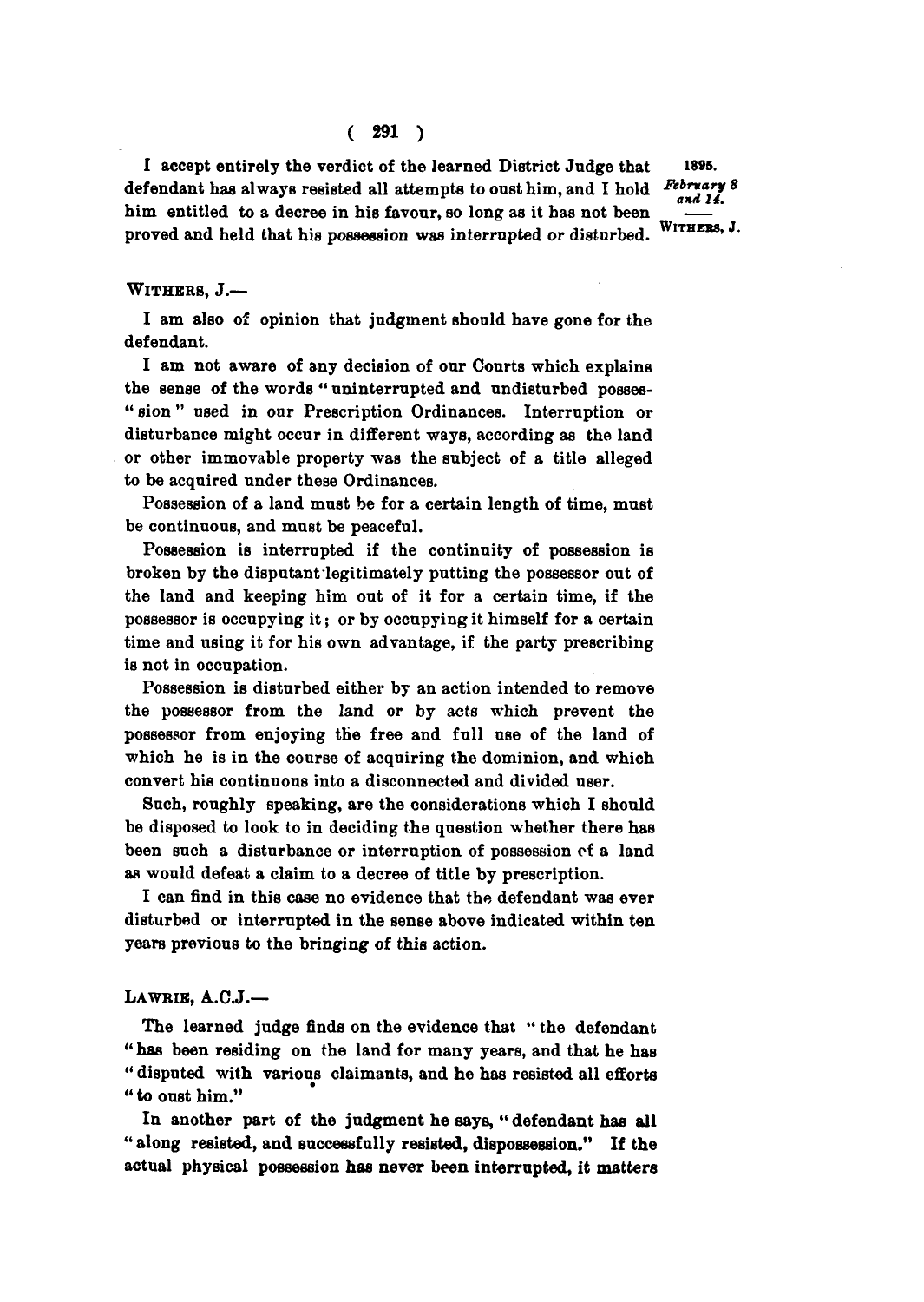I accept entirely the verdict of the learned District Judge that defendant has always resisted all attempts to oust him, and I hold him entitled to a decree in his favour, so long as it has not been proved and held that his possession was interrupted or disturbed.

WITHERS, J.—

I am also of opinion that judgment should have gone for the defendant.

I am not aware of any decision of our Courts which explains the sense of the words "uninterrupted and undisturbed possession" used in our Prescription Ordinances. Interruption or disturbance might occur in different ways, according as the land or other immovable property was the subject of a title alleged to be acquired under these Ordinances.

Possession of a land must be for a certain length of time, must be continuous, and must be peaceful.

Possession is interrupted if the continuity of possession is broken by the disputant legitimately putting the possessor out of the land and keeping him out of it for a certain time, if the possessor is occupying it; or by occupying it himself for a certain time and using it for his own advantage, if the party prescribing is not in occupation.

Possession is disturbed either by an action intended to remove the possessor from the land or by acts which prevent the possessor from enjoying the free and full use of the land of which he is in the course of acquiring the dominion, and which convert his continuous into a disconnected and divided user.

Such, roughly speaking, are the considerations which I should be disposed to look to in deciding the question whether there has been such a disturbance or interruption of possession of a land as would defeat a claim to a decree of title by prescription.

I can find in this case no evidence that the defendant was ever disturbed or interrupted in the sense above indicated within ten years previous to the bringing of this action.

LAWRIE, A.C.J.—

The learned judge finds on the evidence that "the defendant has been residing on the land for many years, and that he has disputed with various claimants, and he has resisted all efforts to oust him."

In another part of the judgment he says, "defendant has all along resisted, and successfully resisted, dispossession." If the actual physical possession has never been interrupted, it matters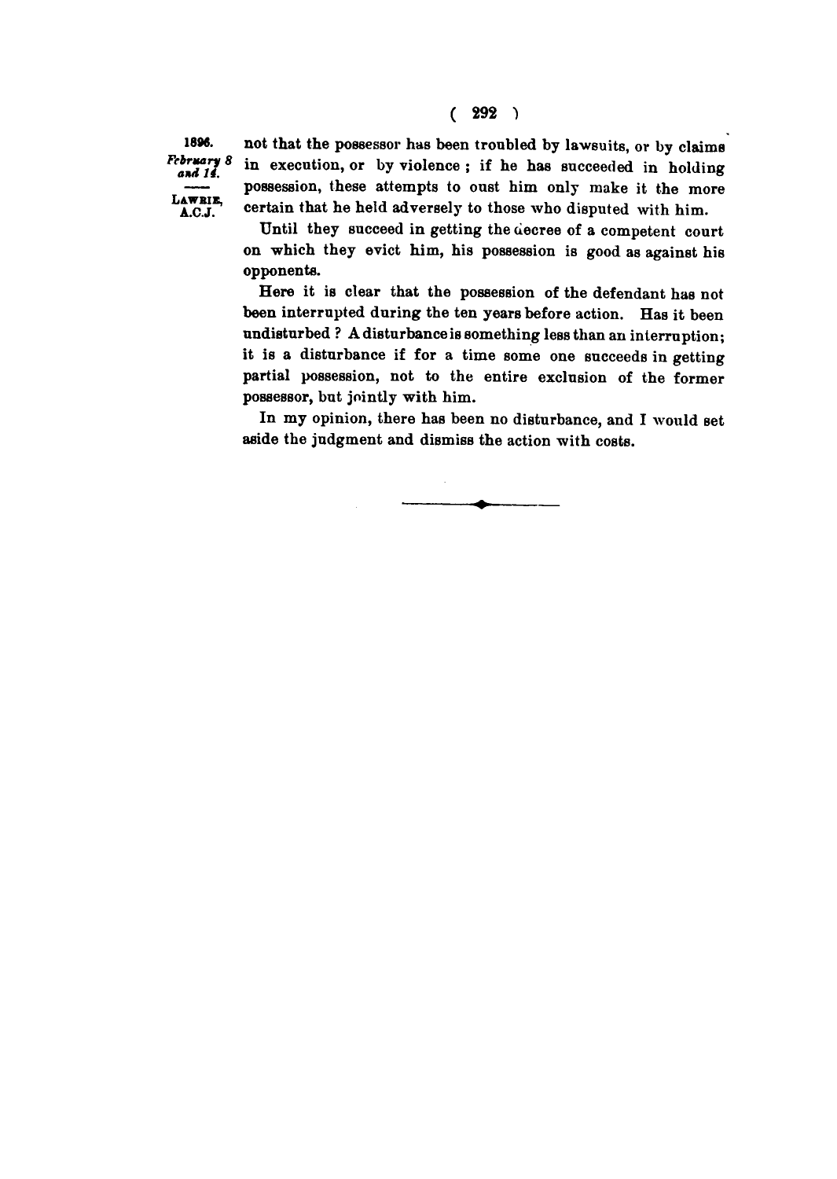not that the possessor has been troubled by lawsuits, or by claims in execution, or by violence; if he has succeeded in holding possession, these attempts to oust him only make it the more certain that he held adversely to those who disputed with him.

Until they succeed in getting the decree of a competent court on which they evict him, his possession is good as against his opponents.

Here it is clear that the possession of the defendant has not been interrupted during the ten years before action. Has it been undisturbed? A disturbance is something less than an interruption; it is a disturbance if for a time some one succeeds in getting partial possession, not to the entire exclusion of the former possessor, but jointly with him.

In my opinion, there has been no disturbance, and I would set aside the judgment and dismiss the action with costs.